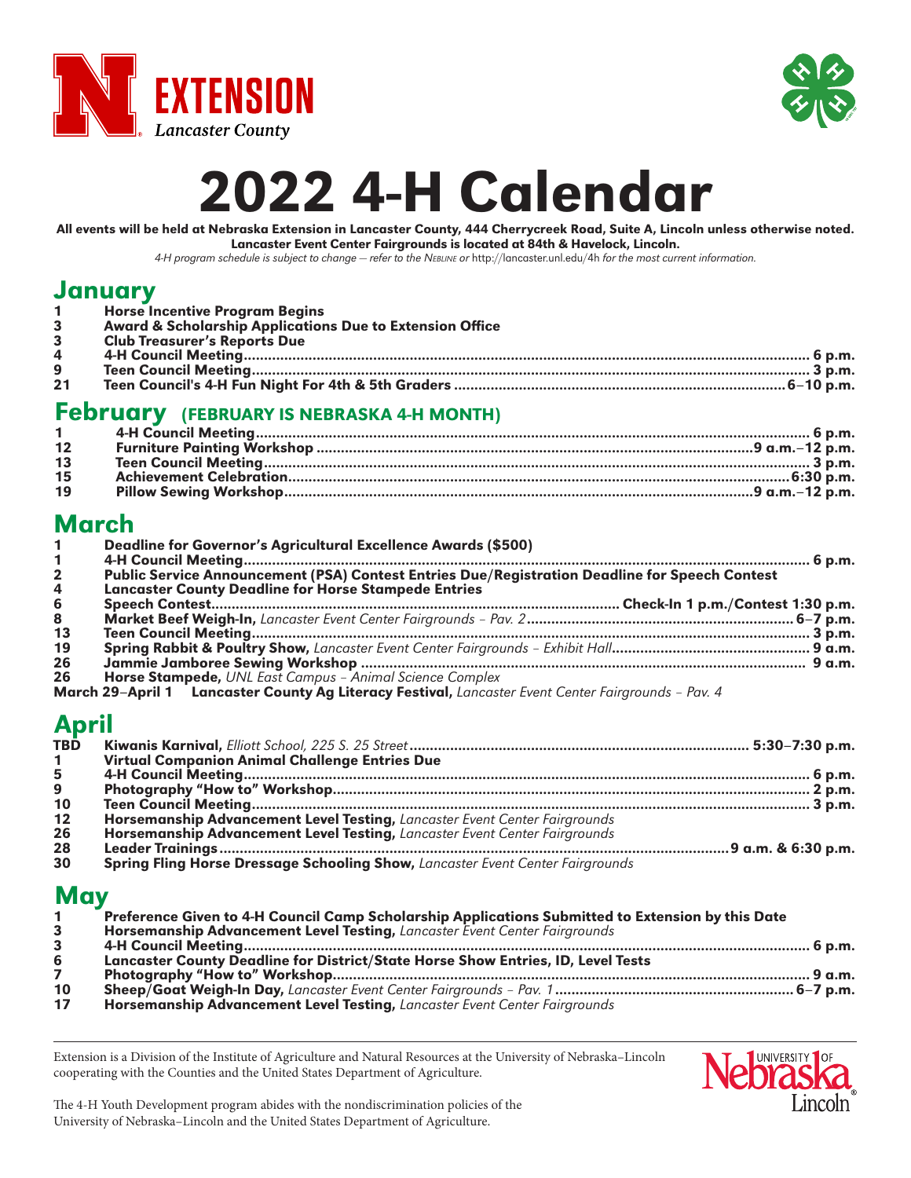Extension
Lancaster County

# 2022 4-H Calendar

**All events will be held at Nebraska Extension in Lancaster County, 444 Cherrycreek Road, Suite A, Lincoln unless otherwise noted.**
**Lancaster Event Center Fairgrounds is located at 84th & Havelock, Lincoln.**

*4-H program schedule is subject to change — refer to the Nebline or* http://lancaster.unl.edu/4h *for the most current information.*

## January

| | | |
|---|---|---|
| 1 | **Horse Incentive Program Begins** | |
| 3 | **Award & Scholarship Applications Due to Extension Office** | |
| 3 | **Club Treasurer's Reports Due** | |
| 4 | **4-H Council Meeting** | 6 p.m. |
| 9 | **Teen Council Meeting** | 3 p.m. |
| 21 | **Teen Council's 4-H Fun Night For 4th & 5th Graders** | 6–10 p.m. |

## February (FEBRUARY IS NEBRASKA 4-H MONTH)

| | | |
|---|---|---|
| 1 | **4-H Council Meeting** | 6 p.m. |
| 12 | **Furniture Painting Workshop** | 9 a.m.–12 p.m. |
| 13 | **Teen Council Meeting** | 3 p.m. |
| 15 | **Achievement Celebration** | 6:30 p.m. |
| 19 | **Pillow Sewing Workshop** | 9 a.m.–12 p.m. |

## March

| | | |
|---|---|---|
| 1 | **Deadline for Governor's Agricultural Excellence Awards ($500)** | |
| 1 | **4-H Council Meeting** | 6 p.m. |
| 2 | **Public Service Announcement (PSA) Contest Entries Due/Registration Deadline for Speech Contest** | |
| 4 | **Lancaster County Deadline for Horse Stampede Entries** | |
| 6 | **Speech Contest** | Check-In 1 p.m./Contest 1:30 p.m. |
| 8 | **Market Beef Weigh-In,** *Lancaster Event Center Fairgrounds – Pav. 2* | 6–7 p.m. |
| 13 | **Teen Council Meeting** | 3 p.m. |
| 19 | **Spring Rabbit & Poultry Show,** *Lancaster Event Center Fairgrounds – Exhibit Hall* | 9 a.m. |
| 26 | **Jammie Jamboree Sewing Workshop** | 9 a.m. |
| 26 | **Horse Stampede,** *UNL East Campus – Animal Science Complex* | |
| March 29–April 1 | **Lancaster County Ag Literacy Festival,** *Lancaster Event Center Fairgrounds – Pav. 4* | |

## April

| | | |
|---|---|---|
| TBD | **Kiwanis Karnival,** *Elliott School, 225 S. 25 Street* | 5:30–7:30 p.m. |
| 1 | **Virtual Companion Animal Challenge Entries Due** | |
| 5 | **4-H Council Meeting** | 6 p.m. |
| 9 | **Photography "How to" Workshop** | 2 p.m. |
| 10 | **Teen Council Meeting** | 3 p.m. |
| 12 | **Horsemanship Advancement Level Testing,** *Lancaster Event Center Fairgrounds* | |
| 26 | **Horsemanship Advancement Level Testing,** *Lancaster Event Center Fairgrounds* | |
| 28 | **Leader Trainings** | 9 a.m. & 6:30 p.m. |
| 30 | **Spring Fling Horse Dressage Schooling Show,** *Lancaster Event Center Fairgrounds* | |

## May

| | | |
|---|---|---|
| 1 | **Preference Given to 4-H Council Camp Scholarship Applications Submitted to Extension by this Date** | |
| 3 | **Horsemanship Advancement Level Testing,** *Lancaster Event Center Fairgrounds* | |
| 3 | **4-H Council Meeting** | 6 p.m. |
| 6 | **Lancaster County Deadline for District/State Horse Show Entries, ID, Level Tests** | |
| 7 | **Photography "How to" Workshop** | 9 a.m. |
| 10 | **Sheep/Goat Weigh-In Day,** *Lancaster Event Center Fairgrounds – Pav. 1* | 6–7 p.m. |
| 17 | **Horsemanship Advancement Level Testing,** *Lancaster Event Center Fairgrounds* | |

Extension is a Division of the Institute of Agriculture and Natural Resources at the University of Nebraska–Lincoln cooperating with the Counties and the United States Department of Agriculture.

The 4-H Youth Development program abides with the nondiscrimination policies of the University of Nebraska–Lincoln and the United States Department of Agriculture.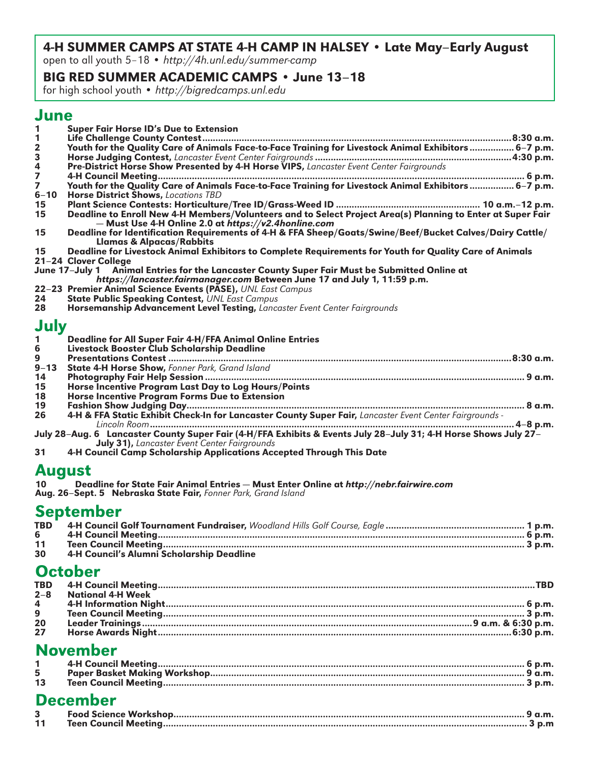**4-H SUMMER CAMPS AT STATE 4-H CAMP IN HALSEY • Late May–Early August**
open to all youth 5–18 • *http://4h.unl.edu/summer-camp*

**BIG RED SUMMER ACADEMIC CAMPS • June 13–18**
for high school youth • *http://bigredcamps.unl.edu*

## June

**1** **Super Fair Horse ID's Due to Extension**
**1** **Life Challenge County Contest** ... **8:30 a.m.**
**2** **Youth for the Quality Care of Animals Face-to-Face Training for Livestock Animal Exhibitors** ... **6–7 p.m.**
**3** **Horse Judging Contest,** *Lancaster Event Center Fairgrounds* ... **4:30 p.m.**
**4** **Pre-District Horse Show Presented by 4-H Horse VIPS,** *Lancaster Event Center Fairgrounds*
**7** **4-H Council Meeting** ... **6 p.m.**
**7** **Youth for the Quality Care of Animals Face-to-Face Training for Livestock Animal Exhibitors** ... **6–7 p.m.**
**6–10** **Horse District Shows,** *Locations TBD*
**15** **Plant Science Contests: Horticulture/Tree ID/Grass-Weed ID** ... **10 a.m.–12 p.m.**
**15** **Deadline to Enroll New 4-H Members/Volunteers and to Select Project Area(s) Planning to Enter at Super Fair — Must Use 4-H Online 2.0 at** ***https://v2.4honline.com***
**15** **Deadline for Identification Requirements of 4-H & FFA Sheep/Goats/Swine/Beef/Bucket Calves/Dairy Cattle/Llamas & Alpacas/Rabbits**
**15** **Deadline for Livestock Animal Exhibitors to Complete Requirements for Youth for Quality Care of Animals**
**21–24** **Clover College**
**June 17–July 1** **Animal Entries for the Lancaster County Super Fair Must be Submitted Online at** ***https://lancaster.fairmanager.com*** **Between June 17 and July 1, 11:59 p.m.**
**22–23** **Premier Animal Science Events (PASE),** *UNL East Campus*
**24** **State Public Speaking Contest,** *UNL East Campus*
**28** **Horsemanship Advancement Level Testing,** *Lancaster Event Center Fairgrounds*

## July

**1** **Deadline for All Super Fair 4-H/FFA Animal Online Entries**
**6** **Livestock Booster Club Scholarship Deadline**
**9** **Presentations Contest** ... **8:30 a.m.**
**9–13** **State 4-H Horse Show,** *Fonner Park, Grand Island*
**14** **Photography Fair Help Session** ... **9 a.m.**
**15** **Horse Incentive Program Last Day to Log Hours/Points**
**18** **Horse Incentive Program Forms Due to Extension**
**19** **Fashion Show Judging Day** ... **8 a.m.**
**26** **4-H & FFA Static Exhibit Check-In for Lancaster County Super Fair,** *Lancaster Event Center Fairgrounds - Lincoln Room* ... **4–8 p.m.**
**July 28–Aug. 6** **Lancaster County Super Fair (4-H/FFA Exhibits & Events July 28–July 31; 4-H Horse Shows July 27–July 31),** *Lancaster Event Center Fairgrounds*
**31** **4-H Council Camp Scholarship Applications Accepted Through This Date**

## August

**10** **Deadline for State Fair Animal Entries — Must Enter Online at** ***http://nebr.fairwire.com***
**Aug. 26–Sept. 5** **Nebraska State Fair,** *Fonner Park, Grand Island*

## September

**TBD** **4-H Council Golf Tournament Fundraiser,** *Woodland Hills Golf Course, Eagle* ... **1 p.m.**
**6** **4-H Council Meeting** ... **6 p.m.**
**11** **Teen Council Meeting** ... **3 p.m.**
**30** **4-H Council's Alumni Scholarship Deadline**

## October

**TBD** **4-H Council Meeting** ... **TBD**
**2–8** **National 4-H Week**
**4** **4-H Information Night** ... **6 p.m.**
**9** **Teen Council Meeting** ... **3 p.m.**
**20** **Leader Trainings** ... **9 a.m. & 6:30 p.m.**
**27** **Horse Awards Night** ... **6:30 p.m.**

## November

**1** **4-H Council Meeting** ... **6 p.m.**
**5** **Paper Basket Making Workshop** ... **9 a.m.**
**13** **Teen Council Meeting** ... **3 p.m.**

## December

**3** **Food Science Workshop** ... **9 a.m.**
**11** **Teen Council Meeting** ... **3 p.m**